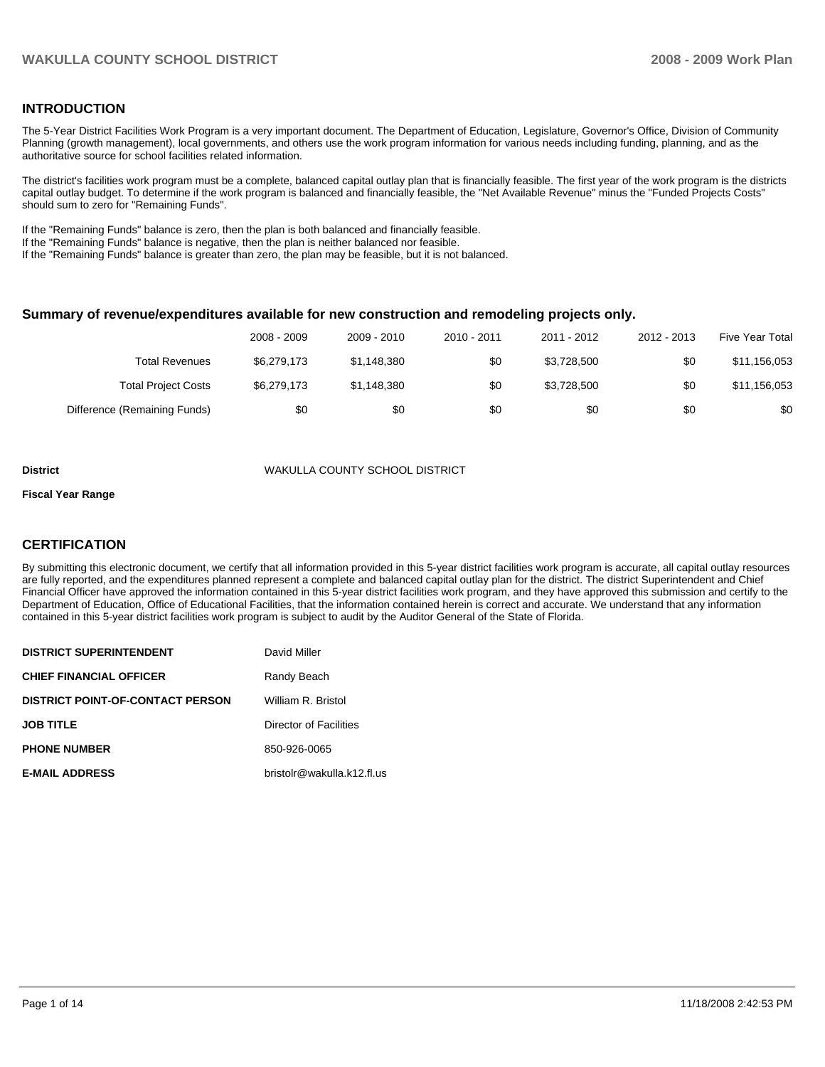## INTRODUCTION

The 5-Year District Facilities Work Program is a very important document. The Department of Education, Legislature, Governor's Office, Division of Community Planning (growth management), local governments, and others use the work program information for various needs including funding, planning, and as the authoritative source for school facilities related information.

The district's facilities work program must be a complete, balanced capital outlay plan that is financially feasible. The first year of the work program is the districts capital outlay budget. To determine if the work program is balanced and financially feasible, the "Net Available Revenue" minus the "Funded Projects Costs" should sum to zero for "Remaining Funds".

If the "Remaining Funds" balance is zero, then the plan is both balanced and financially feasible.
If the "Remaining Funds" balance is negative, then the plan is neither balanced nor feasible.
If the "Remaining Funds" balance is greater than zero, the plan may be feasible, but it is not balanced.

### Summary of revenue/expenditures available for new construction and remodeling projects only.

| | 2008 - 2009 | 2009 - 2010 | 2010 - 2011 | 2011 - 2012 | 2012 - 2013 | Five Year Total |
|---|---|---|---|---|---|---|
| Total Revenues | $6,279,173 | $1,148,380 | $0 | $3,728,500 | $0 | $11,156,053 |
| Total Project Costs | $6,279,173 | $1,148,380 | $0 | $3,728,500 | $0 | $11,156,053 |
| Difference (Remaining Funds) | $0 | $0 | $0 | $0 | $0 | $0 |

**District** WAKULLA COUNTY SCHOOL DISTRICT

**Fiscal Year Range**

## CERTIFICATION

By submitting this electronic document, we certify that all information provided in this 5-year district facilities work program is accurate, all capital outlay resources are fully reported, and the expenditures planned represent a complete and balanced capital outlay plan for the district. The district Superintendent and Chief Financial Officer have approved the information contained in this 5-year district facilities work program, and they have approved this submission and certify to the Department of Education, Office of Educational Facilities, that the information contained herein is correct and accurate. We understand that any information contained in this 5-year district facilities work program is subject to audit by the Auditor General of the State of Florida.

| | |
|---|---|
| **DISTRICT SUPERINTENDENT** | David Miller |
| **CHIEF FINANCIAL OFFICER** | Randy Beach |
| **DISTRICT POINT-OF-CONTACT PERSON** | William R. Bristol |
| **JOB TITLE** | Director of Facilities |
| **PHONE NUMBER** | 850-926-0065 |
| **E-MAIL ADDRESS** | bristolr@wakulla.k12.fl.us |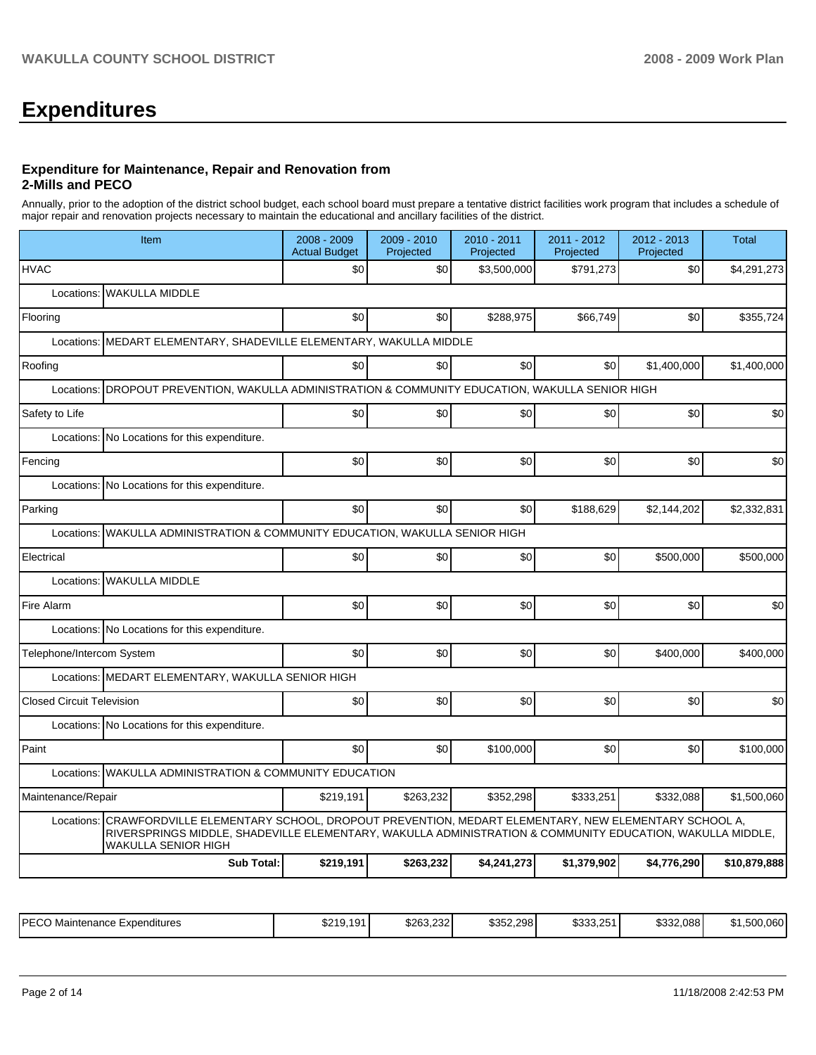# Expenditures

### Expenditure for Maintenance, Repair and Renovation from 2-Mills and PECO

Annually, prior to the adoption of the district school budget, each school board must prepare a tentative district facilities work program that includes a schedule of major repair and renovation projects necessary to maintain the educational and ancillary facilities of the district.

| Item | 2008 - 2009 Actual Budget | 2009 - 2010 Projected | 2010 - 2011 Projected | 2011 - 2012 Projected | 2012 - 2013 Projected | Total |
|---|---|---|---|---|---|---|
| HVAC | $0 | $0 | $3,500,000 | $791,273 | $0 | $4,291,273 |
| Locations: WAKULLA MIDDLE | | | | | | |
| Flooring | $0 | $0 | $288,975 | $66,749 | $0 | $355,724 |
| Locations: MEDART ELEMENTARY, SHADEVILLE ELEMENTARY, WAKULLA MIDDLE | | | | | | |
| Roofing | $0 | $0 | $0 | $0 | $1,400,000 | $1,400,000 |
| Locations: DROPOUT PREVENTION, WAKULLA ADMINISTRATION & COMMUNITY EDUCATION, WAKULLA SENIOR HIGH | | | | | | |
| Safety to Life | $0 | $0 | $0 | $0 | $0 | $0 |
| Locations: No Locations for this expenditure. | | | | | | |
| Fencing | $0 | $0 | $0 | $0 | $0 | $0 |
| Locations: No Locations for this expenditure. | | | | | | |
| Parking | $0 | $0 | $0 | $188,629 | $2,144,202 | $2,332,831 |
| Locations: WAKULLA ADMINISTRATION & COMMUNITY EDUCATION, WAKULLA SENIOR HIGH | | | | | | |
| Electrical | $0 | $0 | $0 | $0 | $500,000 | $500,000 |
| Locations: WAKULLA MIDDLE | | | | | | |
| Fire Alarm | $0 | $0 | $0 | $0 | $0 | $0 |
| Locations: No Locations for this expenditure. | | | | | | |
| Telephone/Intercom System | $0 | $0 | $0 | $0 | $400,000 | $400,000 |
| Locations: MEDART ELEMENTARY, WAKULLA SENIOR HIGH | | | | | | |
| Closed Circuit Television | $0 | $0 | $0 | $0 | $0 | $0 |
| Locations: No Locations for this expenditure. | | | | | | |
| Paint | $0 | $0 | $100,000 | $0 | $0 | $100,000 |
| Locations: WAKULLA ADMINISTRATION & COMMUNITY EDUCATION | | | | | | |
| Maintenance/Repair | $219,191 | $263,232 | $352,298 | $333,251 | $332,088 | $1,500,060 |
| Locations: CRAWFORDVILLE ELEMENTARY SCHOOL, DROPOUT PREVENTION, MEDART ELEMENTARY, NEW ELEMENTARY SCHOOL A, RIVERSPRINGS MIDDLE, SHADEVILLE ELEMENTARY, WAKULLA ADMINISTRATION & COMMUNITY EDUCATION, WAKULLA MIDDLE, WAKULLA SENIOR HIGH | | | | | | |
| **Sub Total:** | **$219,191** | **$263,232** | **$4,241,273** | **$1,379,902** | **$4,776,290** | **$10,879,888** |

| | | | | | | |
|---|---|---|---|---|---|---|
| PECO Maintenance Expenditures | $219,191 | $263,232 | $352,298 | $333,251 | $332,088 | $1,500,060 |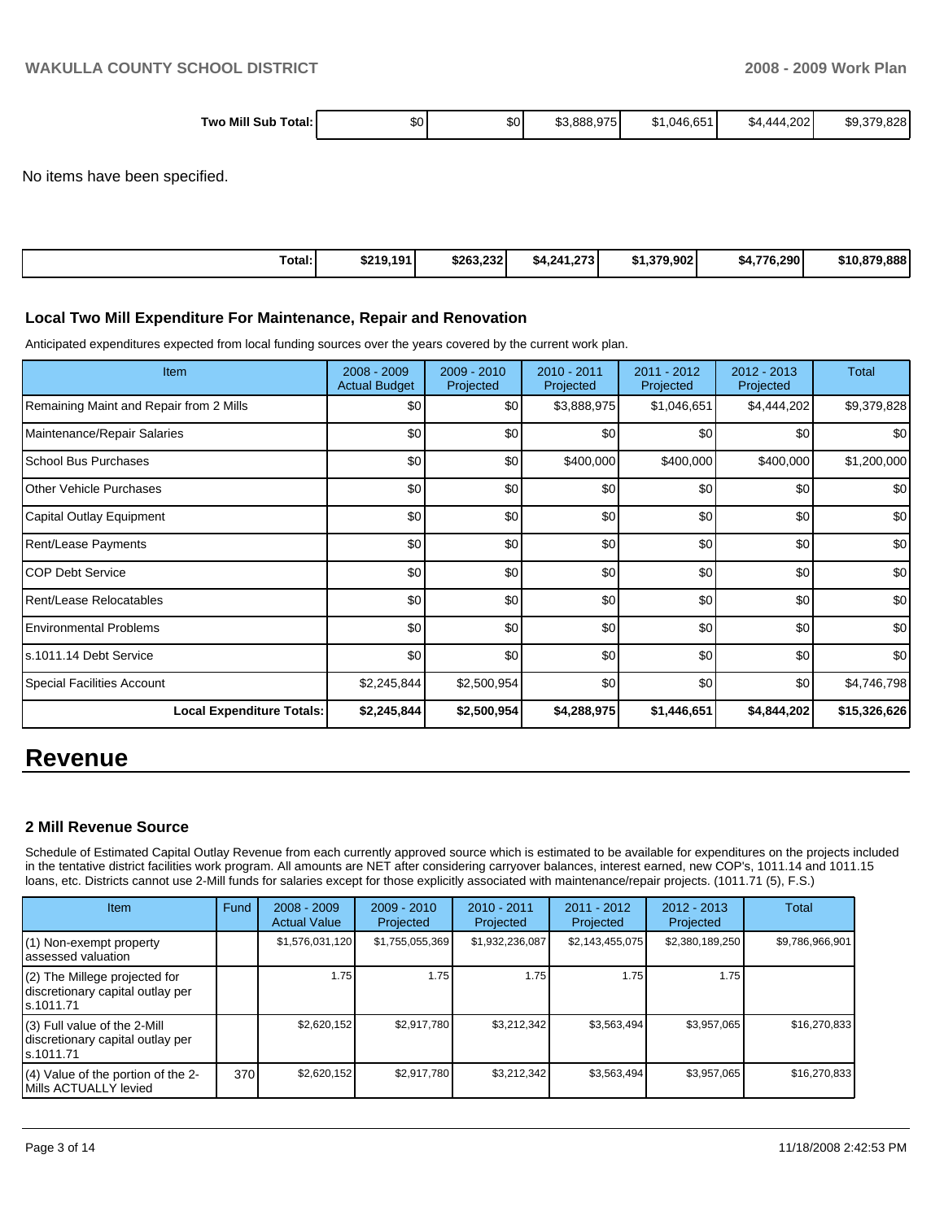| | | | | | | |
|---|---|---|---|---|---|---|
| **Two Mill Sub Total:** | $0 | $0 | $3,888,975 | $1,046,651 | $4,444,202 | $9,379,828 |

No items have been specified.

| | | | | | | |
|---|---|---|---|---|---|---|
| **Total:** | **$219,191** | **$263,232** | **$4,241,273** | **$1,379,902** | **$4,776,290** | **$10,879,888** |

### Local Two Mill Expenditure For Maintenance, Repair and Renovation

Anticipated expenditures expected from local funding sources over the years covered by the current work plan.

| Item | 2008 - 2009 Actual Budget | 2009 - 2010 Projected | 2010 - 2011 Projected | 2011 - 2012 Projected | 2012 - 2013 Projected | Total |
|---|---|---|---|---|---|---|
| Remaining Maint and Repair from 2 Mills | $0 | $0 | $3,888,975 | $1,046,651 | $4,444,202 | $9,379,828 |
| Maintenance/Repair Salaries | $0 | $0 | $0 | $0 | $0 | $0 |
| School Bus Purchases | $0 | $0 | $400,000 | $400,000 | $400,000 | $1,200,000 |
| Other Vehicle Purchases | $0 | $0 | $0 | $0 | $0 | $0 |
| Capital Outlay Equipment | $0 | $0 | $0 | $0 | $0 | $0 |
| Rent/Lease Payments | $0 | $0 | $0 | $0 | $0 | $0 |
| COP Debt Service | $0 | $0 | $0 | $0 | $0 | $0 |
| Rent/Lease Relocatables | $0 | $0 | $0 | $0 | $0 | $0 |
| Environmental Problems | $0 | $0 | $0 | $0 | $0 | $0 |
| s.1011.14 Debt Service | $0 | $0 | $0 | $0 | $0 | $0 |
| Special Facilities Account | $2,245,844 | $2,500,954 | $0 | $0 | $0 | $4,746,798 |
| **Local Expenditure Totals:** | **$2,245,844** | **$2,500,954** | **$4,288,975** | **$1,446,651** | **$4,844,202** | **$15,326,626** |

# Revenue

### 2 Mill Revenue Source

Schedule of Estimated Capital Outlay Revenue from each currently approved source which is estimated to be available for expenditures on the projects included in the tentative district facilities work program. All amounts are NET after considering carryover balances, interest earned, new COP's, 1011.14 and 1011.15 loans, etc. Districts cannot use 2-Mill funds for salaries except for those explicitly associated with maintenance/repair projects. (1011.71 (5), F.S.)

| Item | Fund | 2008 - 2009 Actual Value | 2009 - 2010 Projected | 2010 - 2011 Projected | 2011 - 2012 Projected | 2012 - 2013 Projected | Total |
|---|---|---|---|---|---|---|---|
| (1) Non-exempt property assessed valuation | | $1,576,031,120 | $1,755,055,369 | $1,932,236,087 | $2,143,455,075 | $2,380,189,250 | $9,786,966,901 |
| (2) The Millege projected for discretionary capital outlay per s.1011.71 | | 1.75 | 1.75 | 1.75 | 1.75 | 1.75 | |
| (3) Full value of the 2-Mill discretionary capital outlay per s.1011.71 | | $2,620,152 | $2,917,780 | $3,212,342 | $3,563,494 | $3,957,065 | $16,270,833 |
| (4) Value of the portion of the 2-Mills ACTUALLY levied | 370 | $2,620,152 | $2,917,780 | $3,212,342 | $3,563,494 | $3,957,065 | $16,270,833 |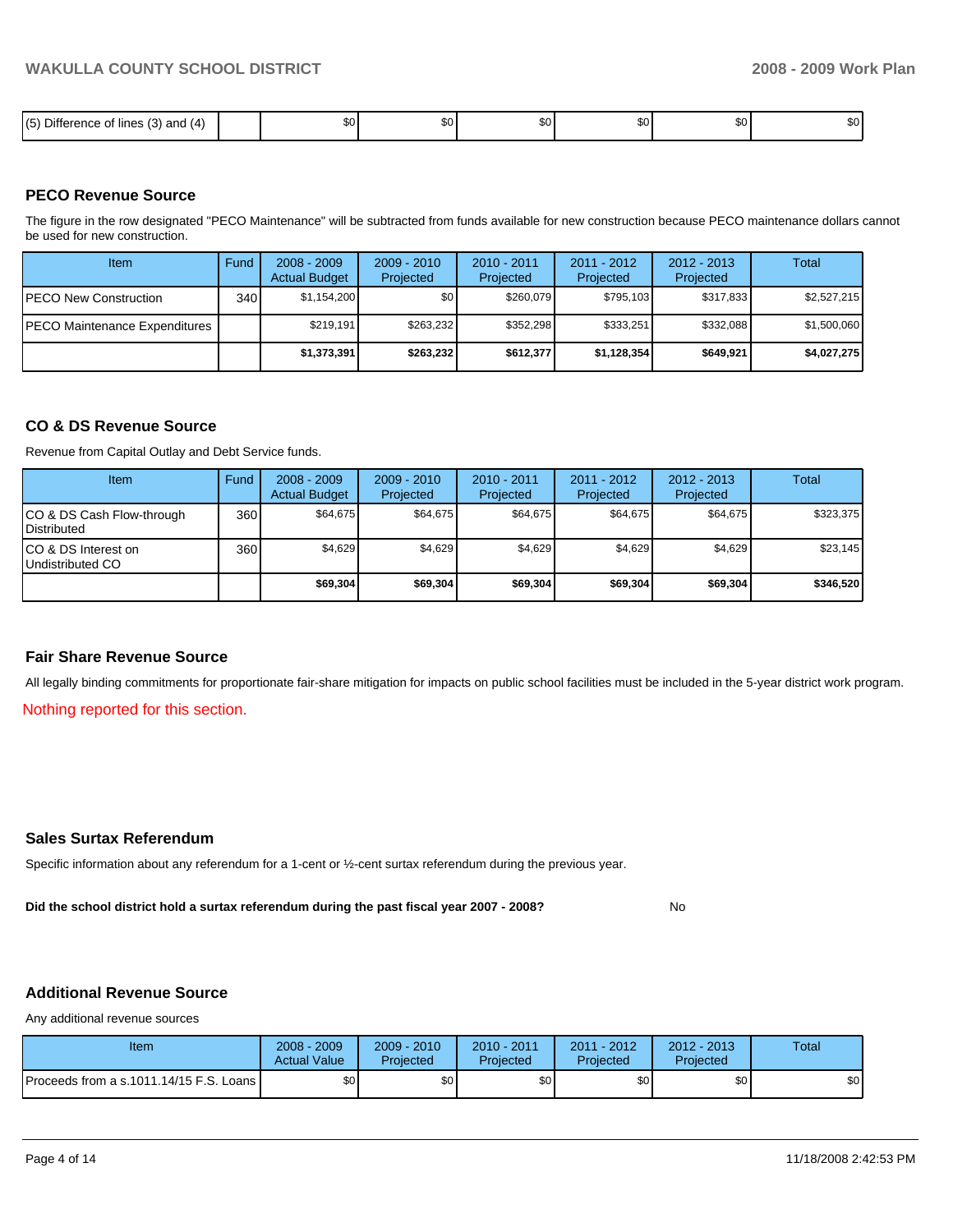| (5) Difference of lines (3) and (4) | | $0 | $0 | $0 | $0 | $0 | $0 |
|---|---|---|---|---|---|---|---|

## PECO Revenue Source

The figure in the row designated "PECO Maintenance" will be subtracted from funds available for new construction because PECO maintenance dollars cannot be used for new construction.

| Item | Fund | 2008 - 2009 Actual Budget | 2009 - 2010 Projected | 2010 - 2011 Projected | 2011 - 2012 Projected | 2012 - 2013 Projected | Total |
|---|---|---|---|---|---|---|---|
| PECO New Construction | 340 | $1,154,200 | $0 | $260,079 | $795,103 | $317,833 | $2,527,215 |
| PECO Maintenance Expenditures | | $219,191 | $263,232 | $352,298 | $333,251 | $332,088 | $1,500,060 |
| | | **$1,373,391** | **$263,232** | **$612,377** | **$1,128,354** | **$649,921** | **$4,027,275** |

## CO & DS Revenue Source

Revenue from Capital Outlay and Debt Service funds.

| Item | Fund | 2008 - 2009 Actual Budget | 2009 - 2010 Projected | 2010 - 2011 Projected | 2011 - 2012 Projected | 2012 - 2013 Projected | Total |
|---|---|---|---|---|---|---|---|
| CO & DS Cash Flow-through Distributed | 360 | $64,675 | $64,675 | $64,675 | $64,675 | $64,675 | $323,375 |
| CO & DS Interest on Undistributed CO | 360 | $4,629 | $4,629 | $4,629 | $4,629 | $4,629 | $23,145 |
| | | **$69,304** | **$69,304** | **$69,304** | **$69,304** | **$69,304** | **$346,520** |

## Fair Share Revenue Source

All legally binding commitments for proportionate fair-share mitigation for impacts on public school facilities must be included in the 5-year district work program.

Nothing reported for this section.

## Sales Surtax Referendum

Specific information about any referendum for a 1-cent or ½-cent surtax referendum during the previous year.

**Did the school district hold a surtax referendum during the past fiscal year 2007 - 2008?** No

## Additional Revenue Source

Any additional revenue sources

| Item | 2008 - 2009 Actual Value | 2009 - 2010 Projected | 2010 - 2011 Projected | 2011 - 2012 Projected | 2012 - 2013 Projected | Total |
|---|---|---|---|---|---|---|
| Proceeds from a s.1011.14/15 F.S. Loans | $0 | $0 | $0 | $0 | $0 | $0 |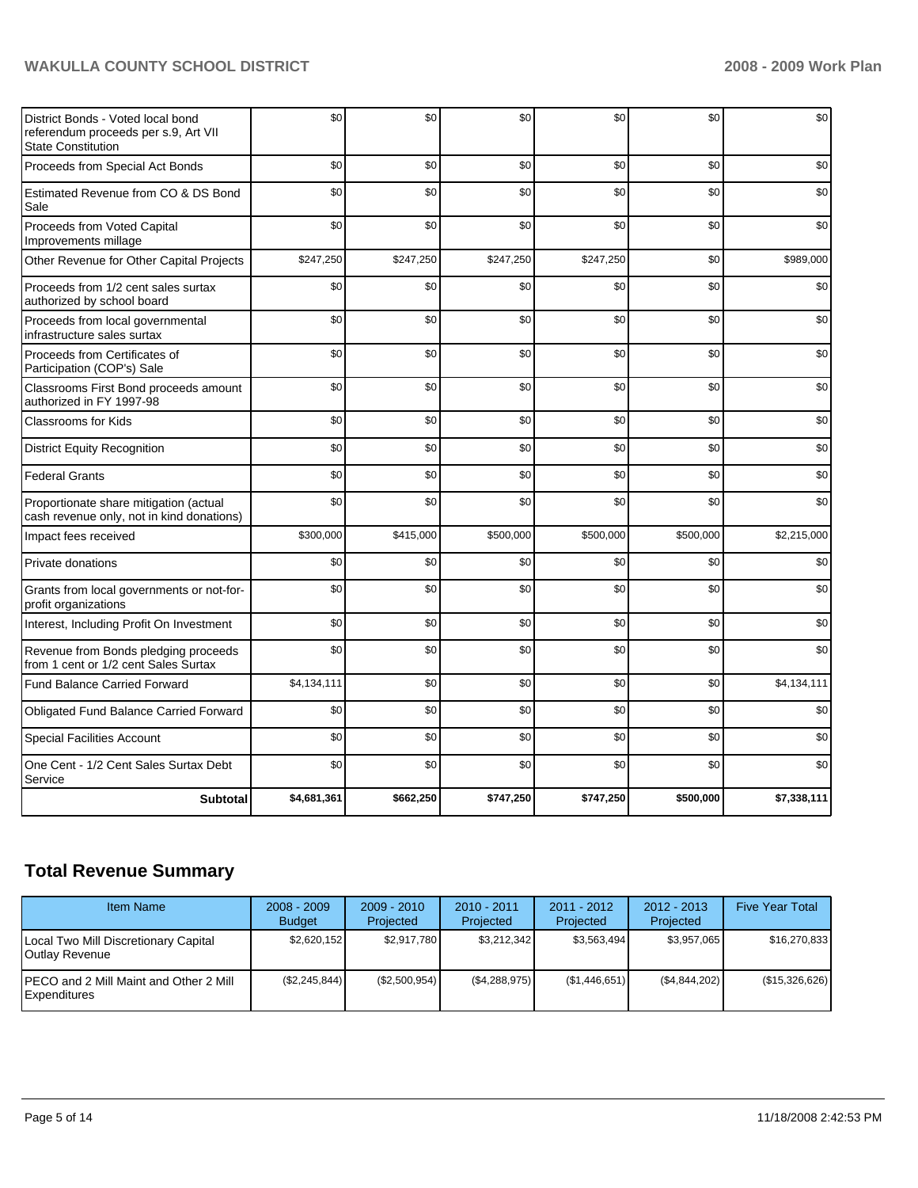| | | | | | | |
|---|---|---|---|---|---|---|
| District Bonds - Voted local bond referendum proceeds per s.9, Art VII State Constitution | $0 | $0 | $0 | $0 | $0 | $0 |
| Proceeds from Special Act Bonds | $0 | $0 | $0 | $0 | $0 | $0 |
| Estimated Revenue from CO & DS Bond Sale | $0 | $0 | $0 | $0 | $0 | $0 |
| Proceeds from Voted Capital Improvements millage | $0 | $0 | $0 | $0 | $0 | $0 |
| Other Revenue for Other Capital Projects | $247,250 | $247,250 | $247,250 | $247,250 | $0 | $989,000 |
| Proceeds from 1/2 cent sales surtax authorized by school board | $0 | $0 | $0 | $0 | $0 | $0 |
| Proceeds from local governmental infrastructure sales surtax | $0 | $0 | $0 | $0 | $0 | $0 |
| Proceeds from Certificates of Participation (COP's) Sale | $0 | $0 | $0 | $0 | $0 | $0 |
| Classrooms First Bond proceeds amount authorized in FY 1997-98 | $0 | $0 | $0 | $0 | $0 | $0 |
| Classrooms for Kids | $0 | $0 | $0 | $0 | $0 | $0 |
| District Equity Recognition | $0 | $0 | $0 | $0 | $0 | $0 |
| Federal Grants | $0 | $0 | $0 | $0 | $0 | $0 |
| Proportionate share mitigation (actual cash revenue only, not in kind donations) | $0 | $0 | $0 | $0 | $0 | $0 |
| Impact fees received | $300,000 | $415,000 | $500,000 | $500,000 | $500,000 | $2,215,000 |
| Private donations | $0 | $0 | $0 | $0 | $0 | $0 |
| Grants from local governments or not-for-profit organizations | $0 | $0 | $0 | $0 | $0 | $0 |
| Interest, Including Profit On Investment | $0 | $0 | $0 | $0 | $0 | $0 |
| Revenue from Bonds pledging proceeds from 1 cent or 1/2 cent Sales Surtax | $0 | $0 | $0 | $0 | $0 | $0 |
| Fund Balance Carried Forward | $4,134,111 | $0 | $0 | $0 | $0 | $4,134,111 |
| Obligated Fund Balance Carried Forward | $0 | $0 | $0 | $0 | $0 | $0 |
| Special Facilities Account | $0 | $0 | $0 | $0 | $0 | $0 |
| One Cent - 1/2 Cent Sales Surtax Debt Service | $0 | $0 | $0 | $0 | $0 | $0 |
| **Subtotal** | **$4,681,361** | **$662,250** | **$747,250** | **$747,250** | **$500,000** | **$7,338,111** |

## Total Revenue Summary

| Item Name | 2008 - 2009 Budget | 2009 - 2010 Projected | 2010 - 2011 Projected | 2011 - 2012 Projected | 2012 - 2013 Projected | Five Year Total |
|---|---|---|---|---|---|---|
| Local Two Mill Discretionary Capital Outlay Revenue | $2,620,152 | $2,917,780 | $3,212,342 | $3,563,494 | $3,957,065 | $16,270,833 |
| PECO and 2 Mill Maint and Other 2 Mill Expenditures | ($2,245,844) | ($2,500,954) | ($4,288,975) | ($1,446,651) | ($4,844,202) | ($15,326,626) |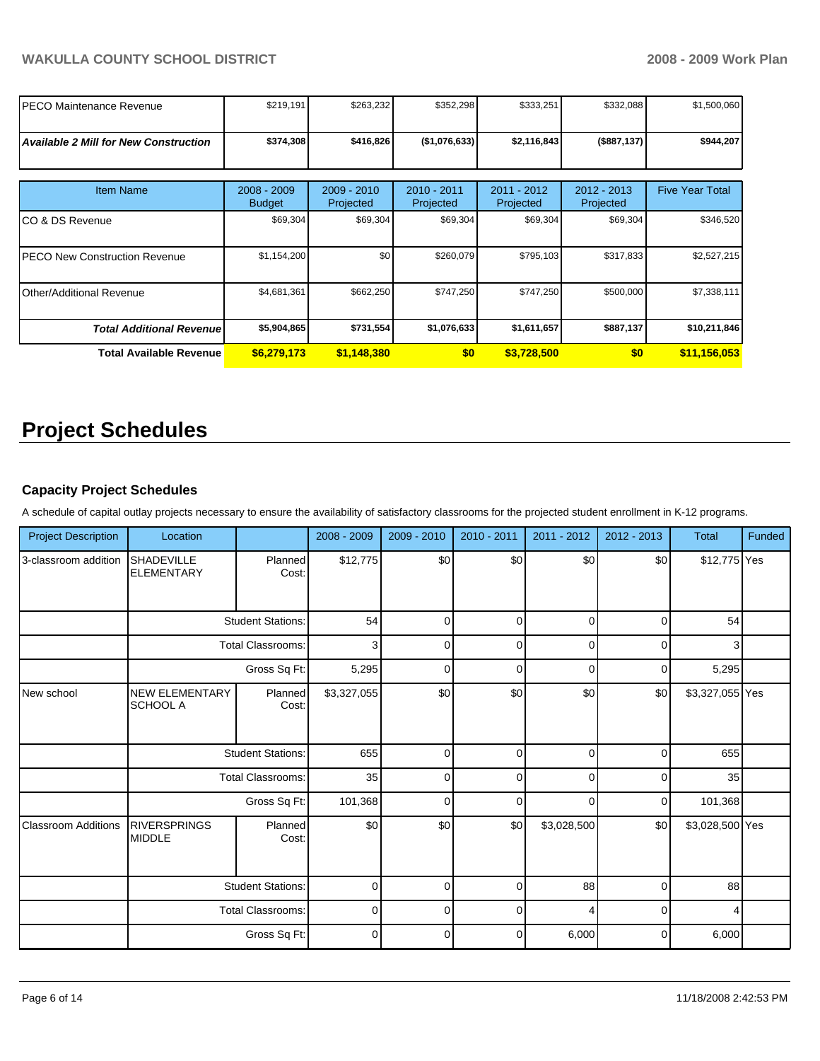| | | | | | | |
|---|---|---|---|---|---|---|
| PECO Maintenance Revenue | $219,191 | $263,232 | $352,298 | $333,251 | $332,088 | $1,500,060 |
| ***Available 2 Mill for New Construction*** | **$374,308** | **$416,826** | **($1,076,633)** | **$2,116,843** | **($887,137)** | **$944,207** |

| Item Name | 2008 - 2009 Budget | 2009 - 2010 Projected | 2010 - 2011 Projected | 2011 - 2012 Projected | 2012 - 2013 Projected | Five Year Total |
|---|---|---|---|---|---|---|
| CO & DS Revenue | $69,304 | $69,304 | $69,304 | $69,304 | $69,304 | $346,520 |
| PECO New Construction Revenue | $1,154,200 | $0 | $260,079 | $795,103 | $317,833 | $2,527,215 |
| Other/Additional Revenue | $4,681,361 | $662,250 | $747,250 | $747,250 | $500,000 | $7,338,111 |
| ***Total Additional Revenue*** | **$5,904,865** | **$731,554** | **$1,076,633** | **$1,611,657** | **$887,137** | **$10,211,846** |
| **Total Available Revenue** | **$6,279,173** | **$1,148,380** | **$0** | **$3,728,500** | **$0** | **$11,156,053** |

# Project Schedules

### Capacity Project Schedules

A schedule of capital outlay projects necessary to ensure the availability of satisfactory classrooms for the projected student enrollment in K-12 programs.

| Project Description | Location | | 2008 - 2009 | 2009 - 2010 | 2010 - 2011 | 2011 - 2012 | 2012 - 2013 | Total | Funded |
|---|---|---|---|---|---|---|---|---|---|
| 3-classroom addition | SHADEVILLE ELEMENTARY | Planned Cost: | $12,775 | $0 | $0 | $0 | $0 | $12,775 | Yes |
| | | Student Stations: | 54 | 0 | 0 | 0 | 0 | 54 | |
| | | Total Classrooms: | 3 | 0 | 0 | 0 | 0 | 3 | |
| | | Gross Sq Ft: | 5,295 | 0 | 0 | 0 | 0 | 5,295 | |
| New school | NEW ELEMENTARY SCHOOL A | Planned Cost: | $3,327,055 | $0 | $0 | $0 | $0 | $3,327,055 | Yes |
| | | Student Stations: | 655 | 0 | 0 | 0 | 0 | 655 | |
| | | Total Classrooms: | 35 | 0 | 0 | 0 | 0 | 35 | |
| | | Gross Sq Ft: | 101,368 | 0 | 0 | 0 | 0 | 101,368 | |
| Classroom Additions | RIVERSPRINGS MIDDLE | Planned Cost: | $0 | $0 | $0 | $3,028,500 | $0 | $3,028,500 | Yes |
| | | Student Stations: | 0 | 0 | 0 | 88 | 0 | 88 | |
| | | Total Classrooms: | 0 | 0 | 0 | 4 | 0 | 4 | |
| | | Gross Sq Ft: | 0 | 0 | 0 | 6,000 | 0 | 6,000 | |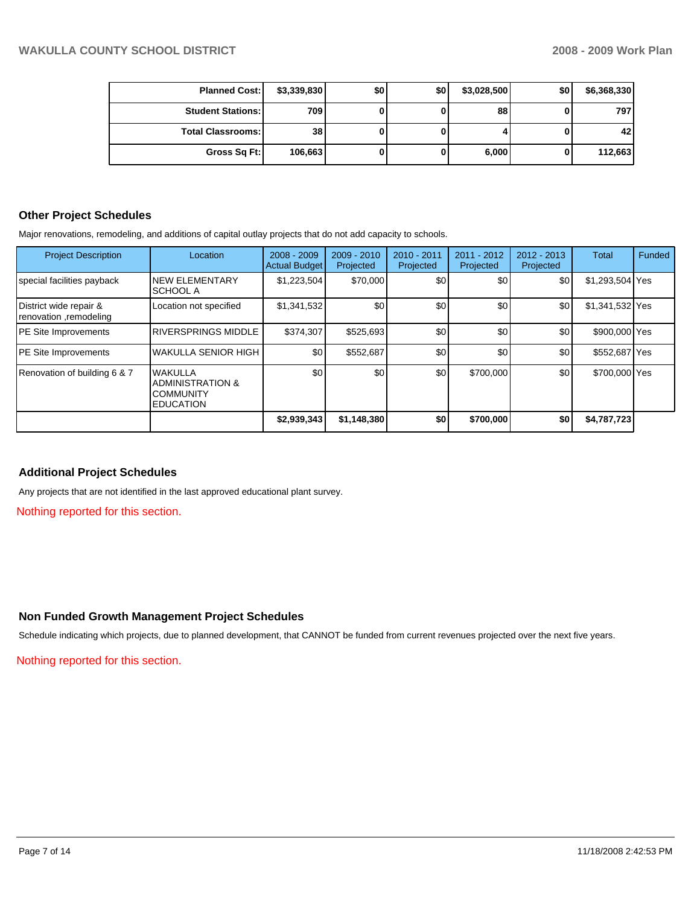| | | | | | | |
|---|---|---|---|---|---|---|
| **Planned Cost:** | **$3,339,830** | **$0** | **$0** | **$3,028,500** | **$0** | **$6,368,330** |
| **Student Stations:** | **709** | **0** | **0** | **88** | **0** | **797** |
| **Total Classrooms:** | **38** | **0** | **0** | **4** | **0** | **42** |
| **Gross Sq Ft:** | **106,663** | **0** | **0** | **6,000** | **0** | **112,663** |

## Other Project Schedules

Major renovations, remodeling, and additions of capital outlay projects that do not add capacity to schools.

| Project Description | Location | 2008 - 2009 Actual Budget | 2009 - 2010 Projected | 2010 - 2011 Projected | 2011 - 2012 Projected | 2012 - 2013 Projected | Total | Funded |
|---|---|---|---|---|---|---|---|---|
| special facilities payback | NEW ELEMENTARY SCHOOL A | $1,223,504 | $70,000 | $0 | $0 | $0 | $1,293,504 | Yes |
| District wide repair & renovation ,remodeling | Location not specified | $1,341,532 | $0 | $0 | $0 | $0 | $1,341,532 | Yes |
| PE Site Improvements | RIVERSPRINGS MIDDLE | $374,307 | $525,693 | $0 | $0 | $0 | $900,000 | Yes |
| PE Site Improvements | WAKULLA SENIOR HIGH | $0 | $552,687 | $0 | $0 | $0 | $552,687 | Yes |
| Renovation of building 6 & 7 | WAKULLA ADMINISTRATION & COMMUNITY EDUCATION | $0 | $0 | $0 | $700,000 | $0 | $700,000 | Yes |
| | | **$2,939,343** | **$1,148,380** | **$0** | **$700,000** | **$0** | **$4,787,723** | |

## Additional Project Schedules

Any projects that are not identified in the last approved educational plant survey.

Nothing reported for this section.

## Non Funded Growth Management Project Schedules

Schedule indicating which projects, due to planned development, that CANNOT be funded from current revenues projected over the next five years.

Nothing reported for this section.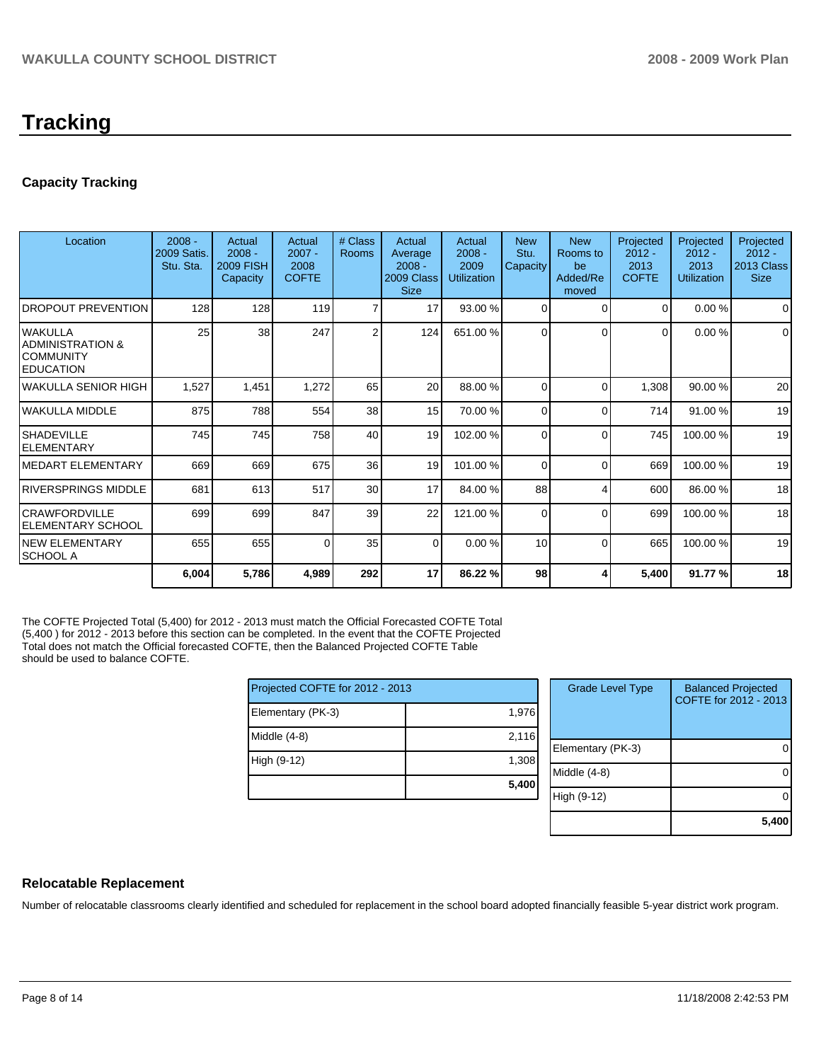# Tracking

## Capacity Tracking

| Location | 2008 - 2009 Satis. Stu. Sta. | Actual 2008 - 2009 FISH Capacity | Actual 2007 - 2008 COFTE | # Class Rooms | Actual Average 2008 - 2009 Class Size | Actual 2008 - 2009 Utilization | New Stu. Capacity | New Rooms to be Added/Removed | Projected 2012 - 2013 COFTE | Projected 2012 - 2013 Utilization | Projected 2012 - 2013 Class Size |
|---|---|---|---|---|---|---|---|---|---|---|---|
| DROPOUT PREVENTION | 128 | 128 | 119 | 7 | 17 | 93.00 % | 0 | 0 | 0 | 0.00 % | 0 |
| WAKULLA ADMINISTRATION & COMMUNITY EDUCATION | 25 | 38 | 247 | 2 | 124 | 651.00 % | 0 | 0 | 0 | 0.00 % | 0 |
| WAKULLA SENIOR HIGH | 1,527 | 1,451 | 1,272 | 65 | 20 | 88.00 % | 0 | 0 | 1,308 | 90.00 % | 20 |
| WAKULLA MIDDLE | 875 | 788 | 554 | 38 | 15 | 70.00 % | 0 | 0 | 714 | 91.00 % | 19 |
| SHADEVILLE ELEMENTARY | 745 | 745 | 758 | 40 | 19 | 102.00 % | 0 | 0 | 745 | 100.00 % | 19 |
| MEDART ELEMENTARY | 669 | 669 | 675 | 36 | 19 | 101.00 % | 0 | 0 | 669 | 100.00 % | 19 |
| RIVERSPRINGS MIDDLE | 681 | 613 | 517 | 30 | 17 | 84.00 % | 88 | 4 | 600 | 86.00 % | 18 |
| CRAWFORDVILLE ELEMENTARY SCHOOL | 699 | 699 | 847 | 39 | 22 | 121.00 % | 0 | 0 | 699 | 100.00 % | 18 |
| NEW ELEMENTARY SCHOOL A | 655 | 655 | 0 | 35 | 0 | 0.00 % | 10 | 0 | 665 | 100.00 % | 19 |
| | **6,004** | **5,786** | **4,989** | **292** | **17** | **86.22 %** | **98** | **4** | **5,400** | **91.77 %** | **18** |

The COFTE Projected Total (5,400) for 2012 - 2013 must match the Official Forecasted COFTE Total (5,400 ) for 2012 - 2013 before this section can be completed. In the event that the COFTE Projected Total does not match the Official forecasted COFTE, then the Balanced Projected COFTE Table should be used to balance COFTE.

| Projected COFTE for 2012 - 2013 | |
|---|---|
| Elementary (PK-3) | 1,976 |
| Middle (4-8) | 2,116 |
| High (9-12) | 1,308 |
| | **5,400** |

| Grade Level Type | Balanced Projected COFTE for 2012 - 2013 |
|---|---|
| Elementary (PK-3) | 0 |
| Middle (4-8) | 0 |
| High (9-12) | 0 |
| | **5,400** |

## Relocatable Replacement

Number of relocatable classrooms clearly identified and scheduled for replacement in the school board adopted financially feasible 5-year district work program.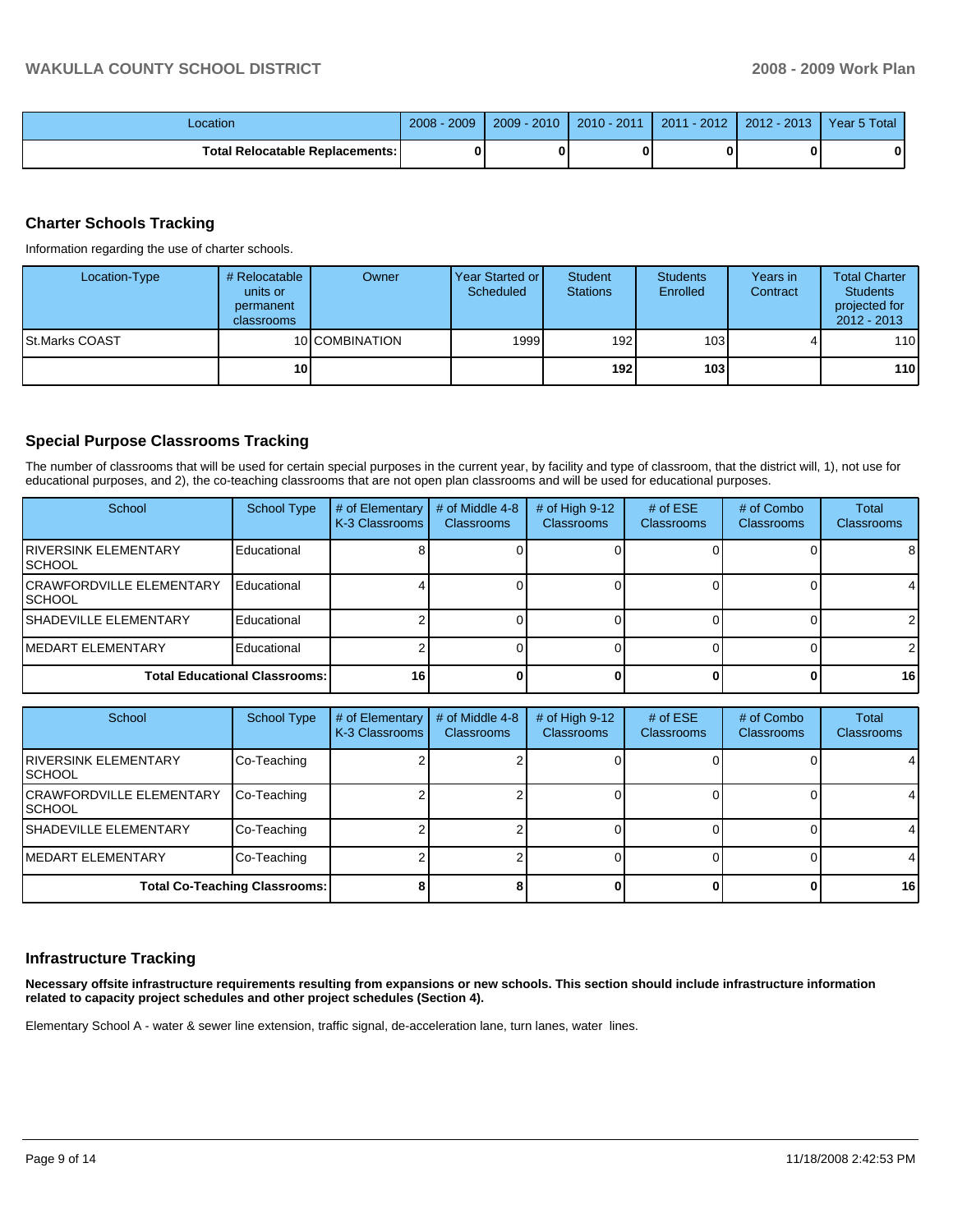| Location | 2008 - 2009 | 2009 - 2010 | 2010 - 2011 | 2011 - 2012 | 2012 - 2013 | Year 5 Total |
|---|---|---|---|---|---|---|
| Total Relocatable Replacements: | 0 | 0 | 0 | 0 | 0 | 0 |

## Charter Schools Tracking

Information regarding the use of charter schools.

| Location-Type | # Relocatable units or permanent classrooms | Owner | Year Started or Scheduled | Student Stations | Students Enrolled | Years in Contract | Total Charter Students projected for 2012 - 2013 |
|---|---|---|---|---|---|---|---|
| St.Marks COAST | 10 | COMBINATION | 1999 | 192 | 103 | 4 | 110 |
| | **10** | | | **192** | **103** | | **110** |

## Special Purpose Classrooms Tracking

The number of classrooms that will be used for certain special purposes in the current year, by facility and type of classroom, that the district will, 1), not use for educational purposes, and 2), the co-teaching classrooms that are not open plan classrooms and will be used for educational purposes.

| School | School Type | # of Elementary K-3 Classrooms | # of Middle 4-8 Classrooms | # of High 9-12 Classrooms | # of ESE Classrooms | # of Combo Classrooms | Total Classrooms |
|---|---|---|---|---|---|---|---|
| RIVERSINK ELEMENTARY SCHOOL | Educational | 8 | 0 | 0 | 0 | 0 | 8 |
| CRAWFORDVILLE ELEMENTARY SCHOOL | Educational | 4 | 0 | 0 | 0 | 0 | 4 |
| SHADEVILLE ELEMENTARY | Educational | 2 | 0 | 0 | 0 | 0 | 2 |
| MEDART ELEMENTARY | Educational | 2 | 0 | 0 | 0 | 0 | 2 |
| **Total Educational Classrooms:** | | **16** | **0** | **0** | **0** | **0** | **16** |

| School | School Type | # of Elementary K-3 Classrooms | # of Middle 4-8 Classrooms | # of High 9-12 Classrooms | # of ESE Classrooms | # of Combo Classrooms | Total Classrooms |
|---|---|---|---|---|---|---|---|
| RIVERSINK ELEMENTARY SCHOOL | Co-Teaching | 2 | 2 | 0 | 0 | 0 | 4 |
| CRAWFORDVILLE ELEMENTARY SCHOOL | Co-Teaching | 2 | 2 | 0 | 0 | 0 | 4 |
| SHADEVILLE ELEMENTARY | Co-Teaching | 2 | 2 | 0 | 0 | 0 | 4 |
| MEDART ELEMENTARY | Co-Teaching | 2 | 2 | 0 | 0 | 0 | 4 |
| **Total Co-Teaching Classrooms:** | | **8** | **8** | **0** | **0** | **0** | **16** |

## Infrastructure Tracking

**Necessary offsite infrastructure requirements resulting from expansions or new schools. This section should include infrastructure information related to capacity project schedules and other project schedules (Section 4).**

Elementary School A - water & sewer line extension, traffic signal, de-acceleration lane, turn lanes, water lines.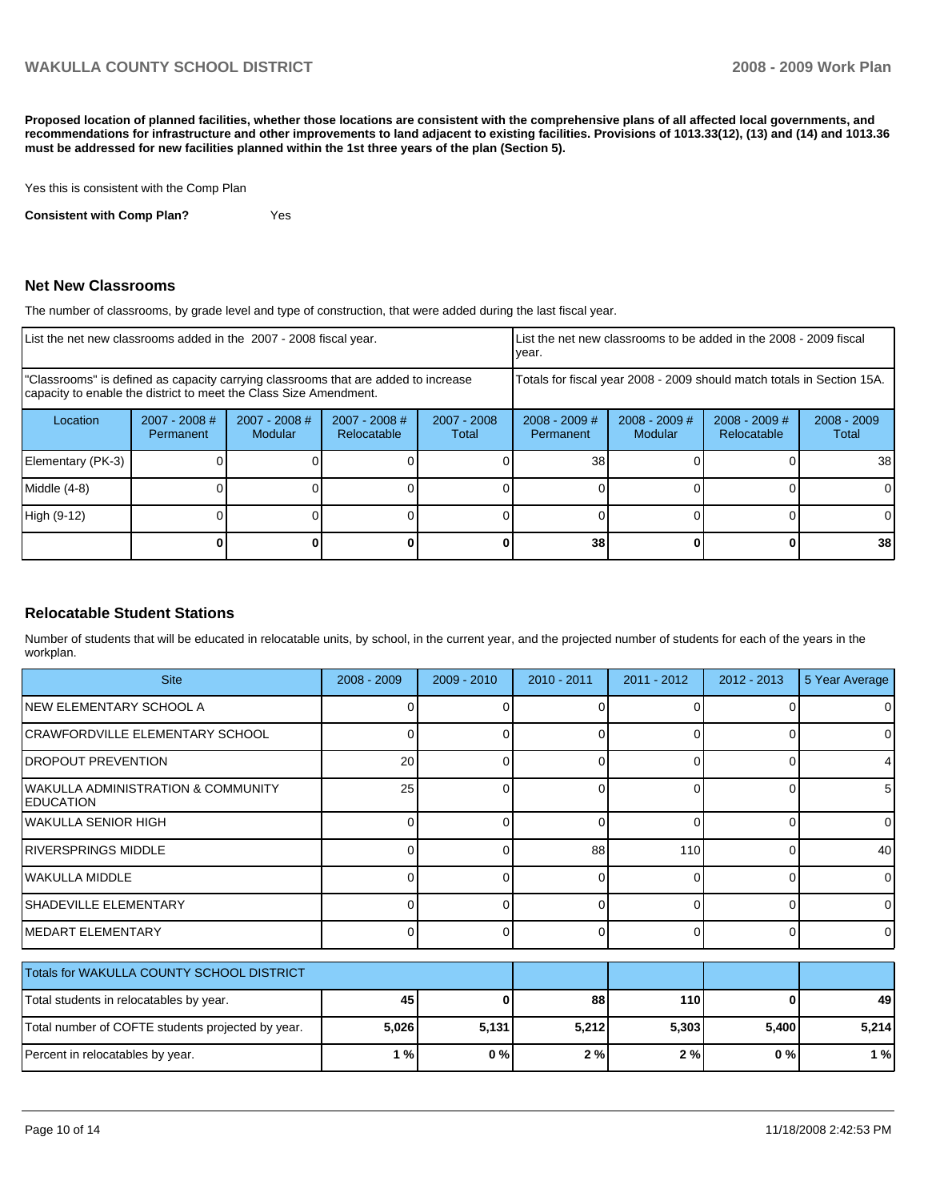**Proposed location of planned facilities, whether those locations are consistent with the comprehensive plans of all affected local governments, and recommendations for infrastructure and other improvements to land adjacent to existing facilities. Provisions of 1013.33(12), (13) and (14) and 1013.36 must be addressed for new facilities planned within the 1st three years of the plan (Section 5).**

Yes this is consistent with the Comp Plan

**Consistent with Comp Plan?** Yes

## Net New Classrooms

The number of classrooms, by grade level and type of construction, that were added during the last fiscal year.

| List the net new classrooms added in the 2007 - 2008 fiscal year. | | | | | List the net new classrooms to be added in the 2008 - 2009 fiscal year. | | | |
|---|---|---|---|---|---|---|---|---|
| "Classrooms" is defined as capacity carrying classrooms that are added to increase capacity to enable the district to meet the Class Size Amendment. | | | | | Totals for fiscal year 2008 - 2009 should match totals in Section 15A. | | | |
| Location | 2007 - 2008 # Permanent | 2007 - 2008 # Modular | 2007 - 2008 # Relocatable | 2007 - 2008 Total | 2008 - 2009 # Permanent | 2008 - 2009 # Modular | 2008 - 2009 # Relocatable | 2008 - 2009 Total |
| Elementary (PK-3) | 0 | 0 | 0 | 0 | 38 | 0 | 0 | 38 |
| Middle (4-8) | 0 | 0 | 0 | 0 | 0 | 0 | 0 | 0 |
| High (9-12) | 0 | 0 | 0 | 0 | 0 | 0 | 0 | 0 |
| | **0** | **0** | **0** | **0** | **38** | **0** | **0** | **38** |

## Relocatable Student Stations

Number of students that will be educated in relocatable units, by school, in the current year, and the projected number of students for each of the years in the workplan.

| Site | 2008 - 2009 | 2009 - 2010 | 2010 - 2011 | 2011 - 2012 | 2012 - 2013 | 5 Year Average |
|---|---|---|---|---|---|---|
| NEW ELEMENTARY SCHOOL A | 0 | 0 | 0 | 0 | 0 | 0 |
| CRAWFORDVILLE ELEMENTARY SCHOOL | 0 | 0 | 0 | 0 | 0 | 0 |
| DROPOUT PREVENTION | 20 | 0 | 0 | 0 | 0 | 4 |
| WAKULLA ADMINISTRATION & COMMUNITY EDUCATION | 25 | 0 | 0 | 0 | 0 | 5 |
| WAKULLA SENIOR HIGH | 0 | 0 | 0 | 0 | 0 | 0 |
| RIVERSPRINGS MIDDLE | 0 | 0 | 88 | 110 | 0 | 40 |
| WAKULLA MIDDLE | 0 | 0 | 0 | 0 | 0 | 0 |
| SHADEVILLE ELEMENTARY | 0 | 0 | 0 | 0 | 0 | 0 |
| MEDART ELEMENTARY | 0 | 0 | 0 | 0 | 0 | 0 |

| Totals for WAKULLA COUNTY SCHOOL DISTRICT | | | | | | |
|---|---|---|---|---|---|---|
| Total students in relocatables by year. | **45** | **0** | **88** | **110** | **0** | **49** |
| Total number of COFTE students projected by year. | **5,026** | **5,131** | **5,212** | **5,303** | **5,400** | **5,214** |
| Percent in relocatables by year. | **1 %** | **0 %** | **2 %** | **2 %** | **0 %** | **1 %** |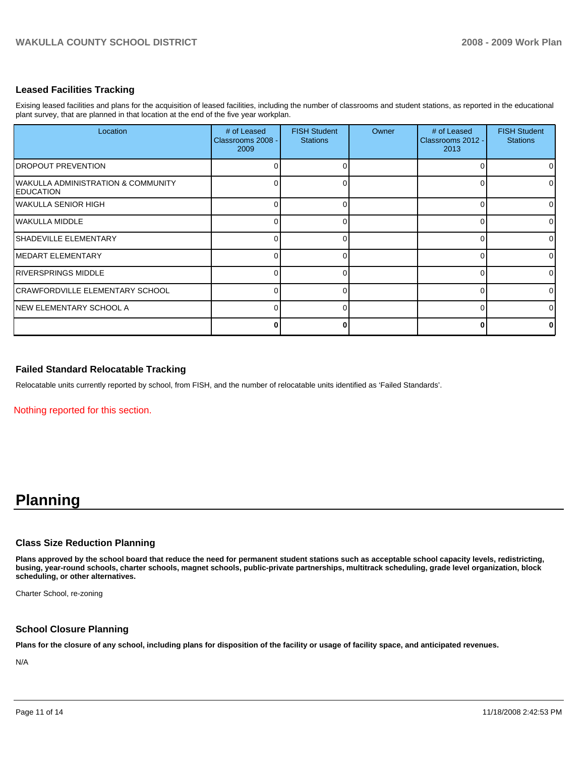### Leased Facilities Tracking

Exising leased facilities and plans for the acquisition of leased facilities, including the number of classrooms and student stations, as reported in the educational plant survey, that are planned in that location at the end of the five year workplan.

| Location | # of Leased Classrooms 2008 - 2009 | FISH Student Stations | Owner | # of Leased Classrooms 2012 - 2013 | FISH Student Stations |
|---|---|---|---|---|---|
| DROPOUT PREVENTION | 0 | 0 | | 0 | 0 |
| WAKULLA ADMINISTRATION & COMMUNITY EDUCATION | 0 | 0 | | 0 | 0 |
| WAKULLA SENIOR HIGH | 0 | 0 | | 0 | 0 |
| WAKULLA MIDDLE | 0 | 0 | | 0 | 0 |
| SHADEVILLE ELEMENTARY | 0 | 0 | | 0 | 0 |
| MEDART ELEMENTARY | 0 | 0 | | 0 | 0 |
| RIVERSPRINGS MIDDLE | 0 | 0 | | 0 | 0 |
| CRAWFORDVILLE ELEMENTARY SCHOOL | 0 | 0 | | 0 | 0 |
| NEW ELEMENTARY SCHOOL A | 0 | 0 | | 0 | 0 |
| | **0** | **0** | | **0** | **0** |

### Failed Standard Relocatable Tracking

Relocatable units currently reported by school, from FISH, and the number of relocatable units identified as 'Failed Standards'.

Nothing reported for this section.

# Planning

### Class Size Reduction Planning

**Plans approved by the school board that reduce the need for permanent student stations such as acceptable school capacity levels, redistricting, busing, year-round schools, charter schools, magnet schools, public-private partnerships, multitrack scheduling, grade level organization, block scheduling, or other alternatives.**

Charter School, re-zoning

### School Closure Planning

**Plans for the closure of any school, including plans for disposition of the facility or usage of facility space, and anticipated revenues.**

N/A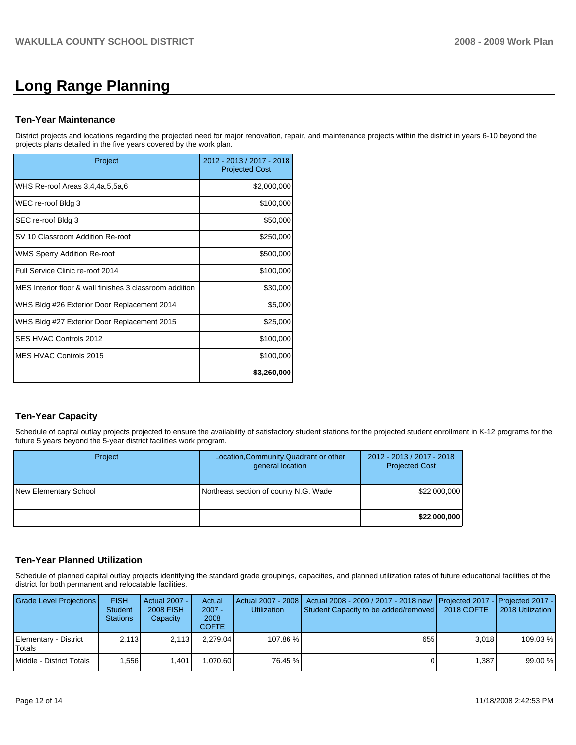# Long Range Planning

## Ten-Year Maintenance

District projects and locations regarding the projected need for major renovation, repair, and maintenance projects within the district in years 6-10 beyond the projects plans detailed in the five years covered by the work plan.

| Project | 2012 - 2013 / 2017 - 2018 Projected Cost |
|---|---|
| WHS Re-roof Areas 3,4,4a,5,5a,6 | $2,000,000 |
| WEC re-roof Bldg 3 | $100,000 |
| SEC re-roof Bldg 3 | $50,000 |
| SV 10 Classroom Addition Re-roof | $250,000 |
| WMS Sperry Addition Re-roof | $500,000 |
| Full Service Clinic re-roof 2014 | $100,000 |
| MES Interior floor & wall finishes 3 classroom addition | $30,000 |
| WHS Bldg #26 Exterior Door Replacement 2014 | $5,000 |
| WHS Bldg #27 Exterior Door Replacement 2015 | $25,000 |
| SES HVAC Controls 2012 | $100,000 |
| MES HVAC Controls 2015 | $100,000 |
| | **$3,260,000** |

## Ten-Year Capacity

Schedule of capital outlay projects projected to ensure the availability of satisfactory student stations for the projected student enrollment in K-12 programs for the future 5 years beyond the 5-year district facilities work program.

| Project | Location,Community,Quadrant or other general location | 2012 - 2013 / 2017 - 2018 Projected Cost |
|---|---|---|
| New Elementary School | Northeast section of county N.G. Wade | $22,000,000 |
| | | **$22,000,000** |

## Ten-Year Planned Utilization

Schedule of planned capital outlay projects identifying the standard grade groupings, capacities, and planned utilization rates of future educational facilities of the district for both permanent and relocatable facilities.

| Grade Level Projections | FISH Student Stations | Actual 2007 - 2008 FISH Capacity | Actual 2007 - 2008 COFTE | Actual 2007 - 2008 Utilization | Actual 2008 - 2009 / 2017 - 2018 new Student Capacity to be added/removed | Projected 2017 - 2018 COFTE | Projected 2017 - 2018 Utilization |
|---|---|---|---|---|---|---|---|
| Elementary - District Totals | 2,113 | 2,113 | 2,279.04 | 107.86 % | 655 | 3,018 | 109.03 % |
| Middle - District Totals | 1,556 | 1,401 | 1,070.60 | 76.45 % | 0 | 1,387 | 99.00 % |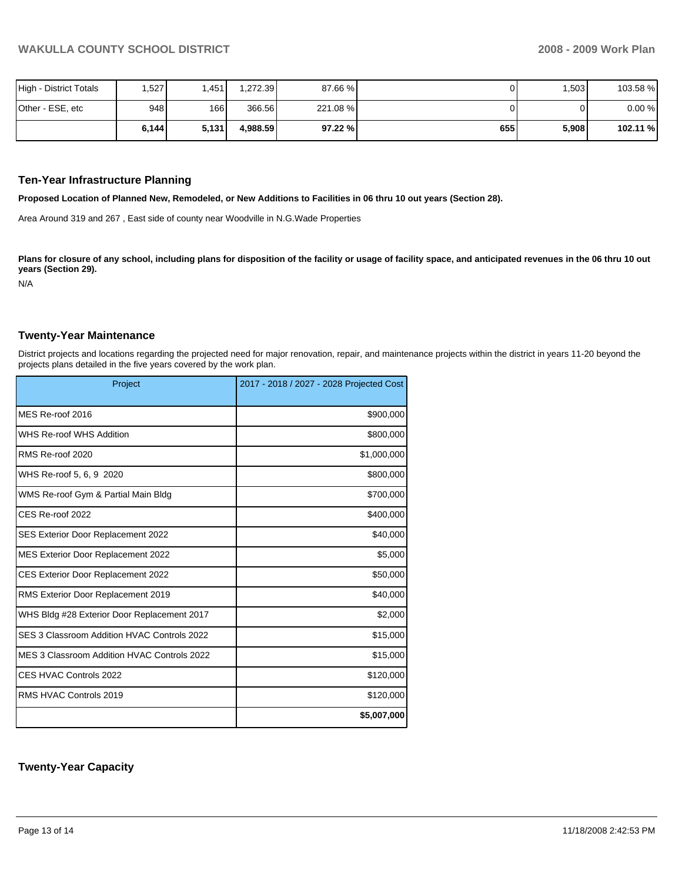| High - District Totals | 1,527 | 1,451 | 1,272.39 | 87.66 % | 0 | 1,503 | 103.58 % |
|---|---|---|---|---|---|---|---|
| Other - ESE, etc | 948 | 166 | 366.56 | 221.08 % | 0 | 0 | 0.00 % |
| | **6,144** | **5,131** | **4,988.59** | **97.22 %** | **655** | **5,908** | **102.11 %** |

## Ten-Year Infrastructure Planning

**Proposed Location of Planned New, Remodeled, or New Additions to Facilities in 06 thru 10 out years (Section 28).**

Area Around 319 and 267 , East side of county near Woodville in N.G.Wade Properties

**Plans for closure of any school, including plans for disposition of the facility or usage of facility space, and anticipated revenues in the 06 thru 10 out years (Section 29).**

N/A

## Twenty-Year Maintenance

District projects and locations regarding the projected need for major renovation, repair, and maintenance projects within the district in years 11-20 beyond the projects plans detailed in the five years covered by the work plan.

| Project | 2017 - 2018 / 2027 - 2028 Projected Cost |
|---|---|
| MES Re-roof 2016 | $900,000 |
| WHS Re-roof WHS Addition | $800,000 |
| RMS Re-roof 2020 | $1,000,000 |
| WHS Re-roof 5, 6, 9 2020 | $800,000 |
| WMS Re-roof Gym & Partial Main Bldg | $700,000 |
| CES Re-roof 2022 | $400,000 |
| SES Exterior Door Replacement 2022 | $40,000 |
| MES Exterior Door Replacement 2022 | $5,000 |
| CES Exterior Door Replacement 2022 | $50,000 |
| RMS Exterior Door Replacement 2019 | $40,000 |
| WHS Bldg #28 Exterior Door Replacement 2017 | $2,000 |
| SES 3 Classroom Addition HVAC Controls 2022 | $15,000 |
| MES 3 Classroom Addition HVAC Controls 2022 | $15,000 |
| CES HVAC Controls 2022 | $120,000 |
| RMS HVAC Controls 2019 | $120,000 |
| | **$5,007,000** |

## Twenty-Year Capacity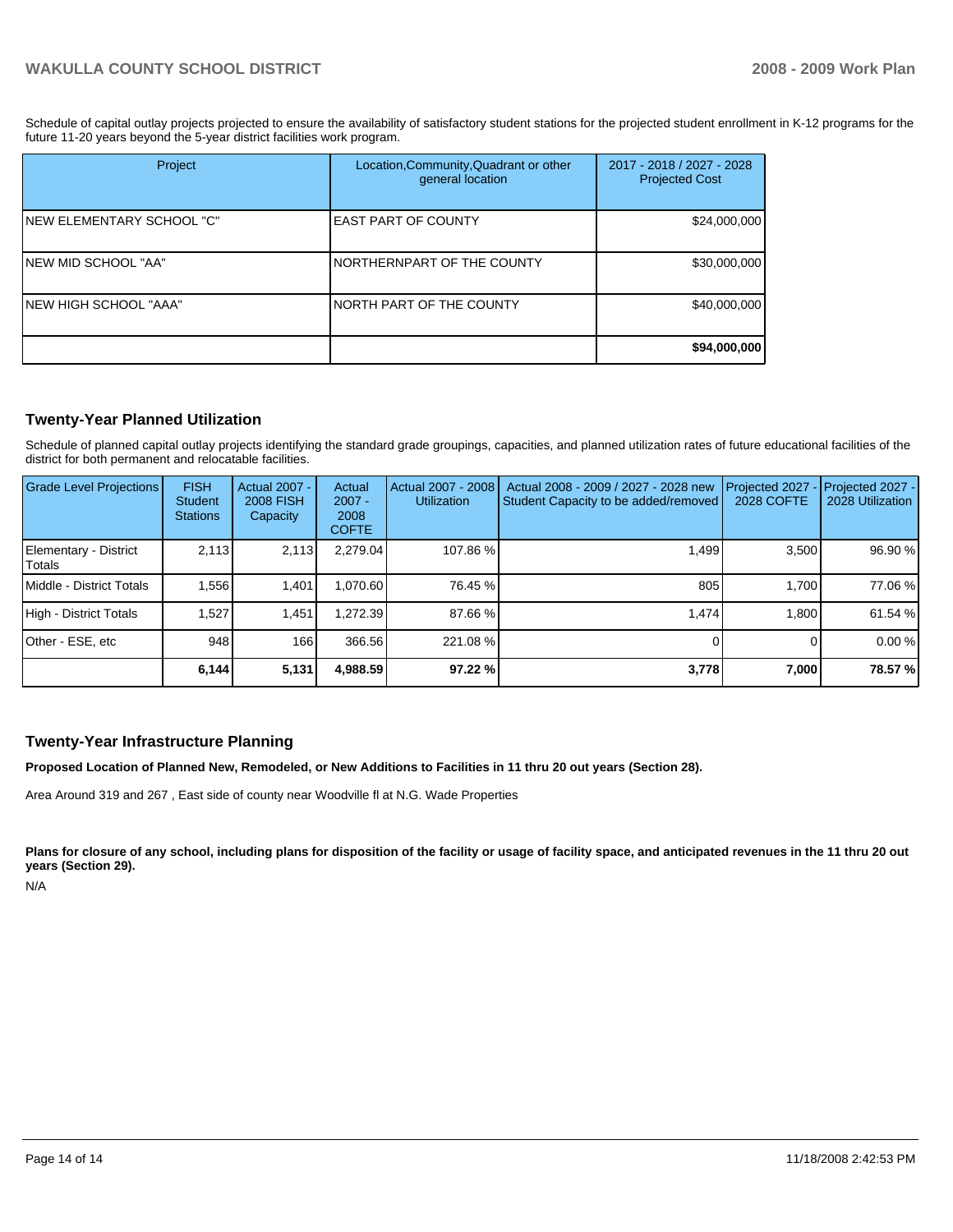Schedule of capital outlay projects projected to ensure the availability of satisfactory student stations for the projected student enrollment in K-12 programs for the future 11-20 years beyond the 5-year district facilities work program.

| Project | Location,Community,Quadrant or other general location | 2017 - 2018 / 2027 - 2028 Projected Cost |
|---|---|---|
| NEW ELEMENTARY SCHOOL "C" | EAST PART OF COUNTY | $24,000,000 |
| NEW MID SCHOOL "AA" | NORTHERNPART OF THE COUNTY | $30,000,000 |
| NEW HIGH SCHOOL "AAA" | NORTH PART OF THE COUNTY | $40,000,000 |
| | | **$94,000,000** |

## Twenty-Year Planned Utilization

Schedule of planned capital outlay projects identifying the standard grade groupings, capacities, and planned utilization rates of future educational facilities of the district for both permanent and relocatable facilities.

| Grade Level Projections | FISH Student Stations | Actual 2007 - 2008 FISH Capacity | Actual 2007 - 2008 COFTE | Actual 2007 - 2008 Utilization | Actual 2008 - 2009 / 2027 - 2028 new Student Capacity to be added/removed | Projected 2027 - 2028 COFTE | Projected 2027 - 2028 Utilization |
|---|---|---|---|---|---|---|---|
| Elementary - District Totals | 2,113 | 2,113 | 2,279.04 | 107.86 % | 1,499 | 3,500 | 96.90 % |
| Middle - District Totals | 1,556 | 1,401 | 1,070.60 | 76.45 % | 805 | 1,700 | 77.06 % |
| High - District Totals | 1,527 | 1,451 | 1,272.39 | 87.66 % | 1,474 | 1,800 | 61.54 % |
| Other - ESE, etc | 948 | 166 | 366.56 | 221.08 % | 0 | 0 | 0.00 % |
| | **6,144** | **5,131** | **4,988.59** | **97.22 %** | **3,778** | **7,000** | **78.57 %** |

## Twenty-Year Infrastructure Planning

**Proposed Location of Planned New, Remodeled, or New Additions to Facilities in 11 thru 20 out years (Section 28).**

Area Around 319 and 267 , East side of county near Woodville fl at N.G. Wade Properties

**Plans for closure of any school, including plans for disposition of the facility or usage of facility space, and anticipated revenues in the 11 thru 20 out years (Section 29).**

N/A